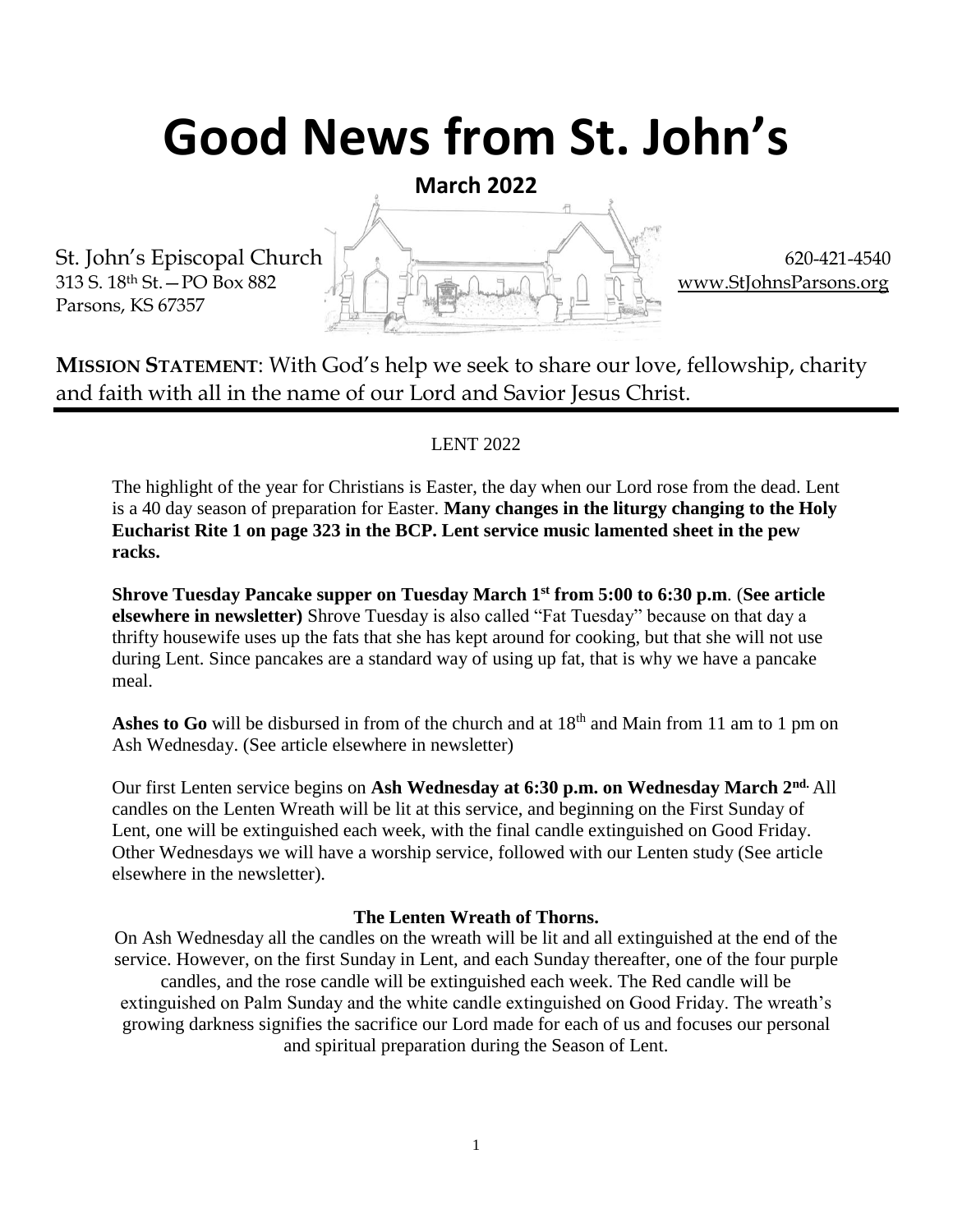# Good News from St. John's

**March 2022**

St. John's Episcopal Church
313 S. 18th St.—PO Box 882
Parsons, KS 67357

620-421-4540
www.StJohnsParsons.org

**MISSION STATEMENT**: With God's help we seek to share our love, fellowship, charity and faith with all in the name of our Lord and Savior Jesus Christ.

---

LENT 2022

The highlight of the year for Christians is Easter, the day when our Lord rose from the dead. Lent is a 40 day season of preparation for Easter. **Many changes in the liturgy changing to the Holy Eucharist Rite 1 on page 323 in the BCP. Lent service music lamented sheet in the pew racks.**

**Shrove Tuesday Pancake supper on Tuesday March 1st from 5:00 to 6:30 p.m**. (**See article elsewhere in newsletter)** Shrove Tuesday is also called "Fat Tuesday" because on that day a thrifty housewife uses up the fats that she has kept around for cooking, but that she will not use during Lent. Since pancakes are a standard way of using up fat, that is why we have a pancake meal.

**Ashes to Go** will be disbursed in from of the church and at 18th and Main from 11 am to 1 pm on Ash Wednesday. (See article elsewhere in newsletter)

Our first Lenten service begins on **Ash Wednesday at 6:30 p.m. on Wednesday March 2nd.** All candles on the Lenten Wreath will be lit at this service, and beginning on the First Sunday of Lent, one will be extinguished each week, with the final candle extinguished on Good Friday. Other Wednesdays we will have a worship service, followed with our Lenten study (See article elsewhere in the newsletter).

### The Lenten Wreath of Thorns.

On Ash Wednesday all the candles on the wreath will be lit and all extinguished at the end of the service. However, on the first Sunday in Lent, and each Sunday thereafter, one of the four purple candles, and the rose candle will be extinguished each week. The Red candle will be extinguished on Palm Sunday and the white candle extinguished on Good Friday. The wreath's growing darkness signifies the sacrifice our Lord made for each of us and focuses our personal and spiritual preparation during the Season of Lent.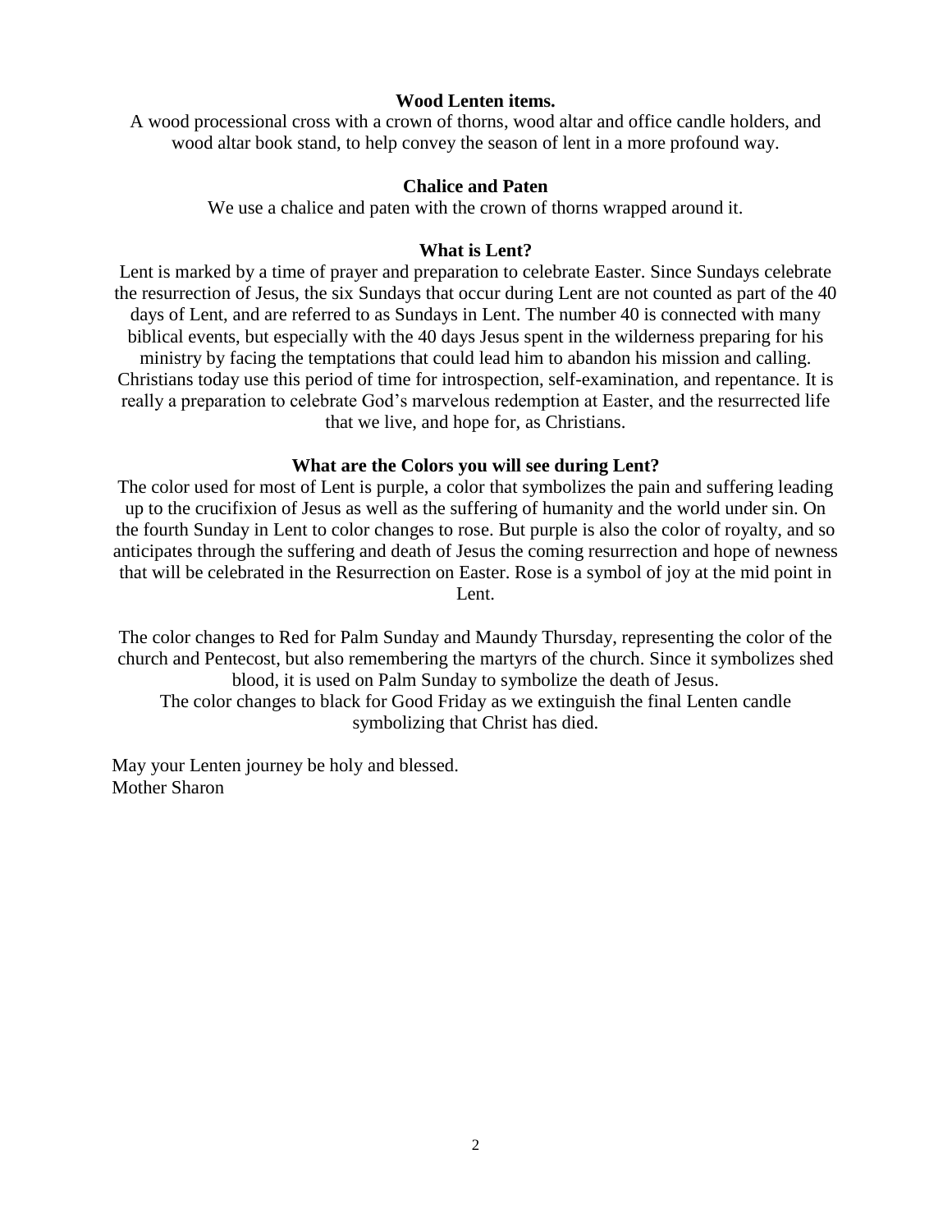**Wood Lenten items.**

A wood processional cross with a crown of thorns, wood altar and office candle holders, and wood altar book stand, to help convey the season of lent in a more profound way.

**Chalice and Paten**

We use a chalice and paten with the crown of thorns wrapped around it.

**What is Lent?**

Lent is marked by a time of prayer and preparation to celebrate Easter. Since Sundays celebrate the resurrection of Jesus, the six Sundays that occur during Lent are not counted as part of the 40 days of Lent, and are referred to as Sundays in Lent. The number 40 is connected with many biblical events, but especially with the 40 days Jesus spent in the wilderness preparing for his ministry by facing the temptations that could lead him to abandon his mission and calling. Christians today use this period of time for introspection, self-examination, and repentance. It is really a preparation to celebrate God's marvelous redemption at Easter, and the resurrected life that we live, and hope for, as Christians.

**What are the Colors you will see during Lent?**

The color used for most of Lent is purple, a color that symbolizes the pain and suffering leading up to the crucifixion of Jesus as well as the suffering of humanity and the world under sin. On the fourth Sunday in Lent to color changes to rose. But purple is also the color of royalty, and so anticipates through the suffering and death of Jesus the coming resurrection and hope of newness that will be celebrated in the Resurrection on Easter. Rose is a symbol of joy at the mid point in Lent.

The color changes to Red for Palm Sunday and Maundy Thursday, representing the color of the church and Pentecost, but also remembering the martyrs of the church. Since it symbolizes shed blood, it is used on Palm Sunday to symbolize the death of Jesus.
The color changes to black for Good Friday as we extinguish the final Lenten candle symbolizing that Christ has died.

May your Lenten journey be holy and blessed.
Mother Sharon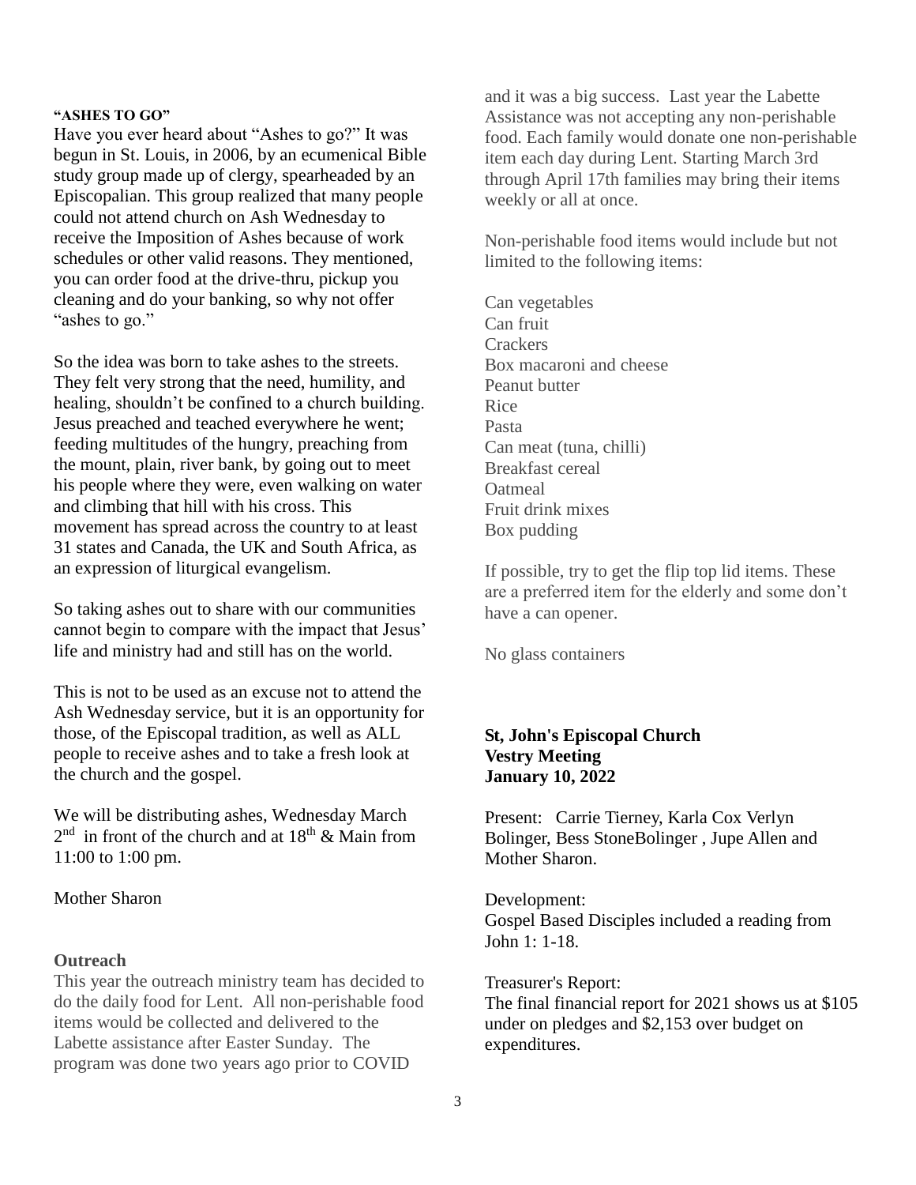### "ASHES TO GO"

Have you ever heard about "Ashes to go?" It was begun in St. Louis, in 2006, by an ecumenical Bible study group made up of clergy, spearheaded by an Episcopalian. This group realized that many people could not attend church on Ash Wednesday to receive the Imposition of Ashes because of work schedules or other valid reasons. They mentioned, you can order food at the drive-thru, pickup you cleaning and do your banking, so why not offer "ashes to go."

So the idea was born to take ashes to the streets. They felt very strong that the need, humility, and healing, shouldn't be confined to a church building. Jesus preached and teached everywhere he went; feeding multitudes of the hungry, preaching from the mount, plain, river bank, by going out to meet his people where they were, even walking on water and climbing that hill with his cross. This movement has spread across the country to at least 31 states and Canada, the UK and South Africa, as an expression of liturgical evangelism.

So taking ashes out to share with our communities cannot begin to compare with the impact that Jesus' life and ministry had and still has on the world.

This is not to be used as an excuse not to attend the Ash Wednesday service, but it is an opportunity for those, of the Episcopal tradition, as well as ALL people to receive ashes and to take a fresh look at the church and the gospel.

We will be distributing ashes, Wednesday March 2nd in front of the church and at 18th & Main from 11:00 to 1:00 pm.

Mother Sharon

### Outreach

This year the outreach ministry team has decided to do the daily food for Lent. All non-perishable food items would be collected and delivered to the Labette assistance after Easter Sunday. The program was done two years ago prior to COVID and it was a big success. Last year the Labette Assistance was not accepting any non-perishable food. Each family would donate one non-perishable item each day during Lent. Starting March 3rd through April 17th families may bring their items weekly or all at once.

Non-perishable food items would include but not limited to the following items:

Can vegetables
Can fruit
Crackers
Box macaroni and cheese
Peanut butter
Rice
Pasta
Can meat (tuna, chilli)
Breakfast cereal
Oatmeal
Fruit drink mixes
Box pudding

If possible, try to get the flip top lid items. These are a preferred item for the elderly and some don't have a can opener.

No glass containers

**St, John's Episcopal Church**
**Vestry Meeting**
**January 10, 2022**

Present: Carrie Tierney, Karla Cox Verlyn Bolinger, Bess StoneBolinger , Jupe Allen and Mother Sharon.

Development:
Gospel Based Disciples included a reading from John 1: 1-18.

Treasurer's Report:
The final financial report for 2021 shows us at $105 under on pledges and $2,153 over budget on expenditures.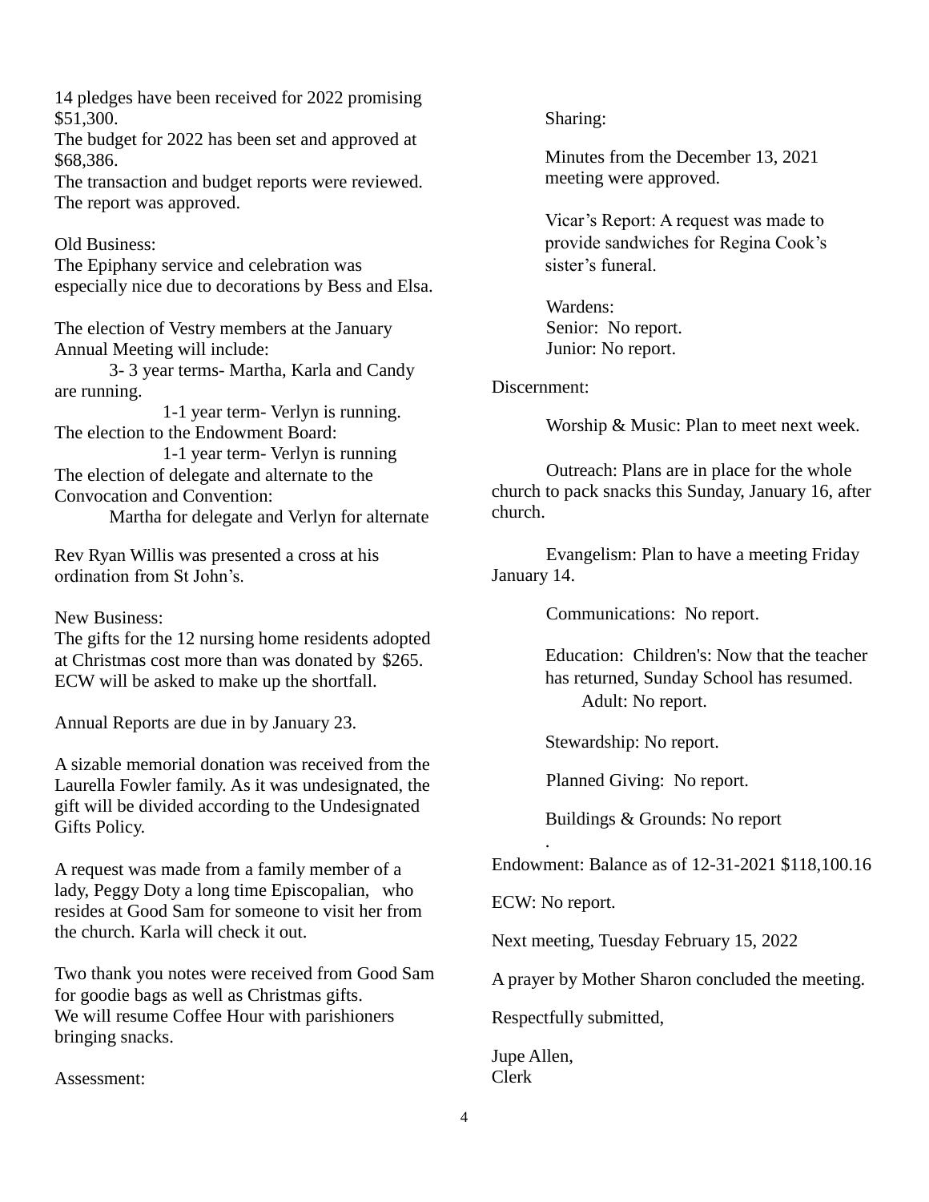14 pledges have been received for 2022 promising $51,300.
The budget for 2022 has been set and approved at $68,386.
The transaction and budget reports were reviewed. The report was approved.

Old Business:
The Epiphany service and celebration was especially nice due to decorations by Bess and Elsa.

The election of Vestry members at the January Annual Meeting will include:
3- 3 year terms- Martha, Karla and Candy are running.
1-1 year term- Verlyn is running.
The election to the Endowment Board:
1-1 year term- Verlyn is running
The election of delegate and alternate to the Convocation and Convention:
Martha for delegate and Verlyn for alternate

Rev Ryan Willis was presented a cross at his ordination from St John's.

New Business:
The gifts for the 12 nursing home residents adopted at Christmas cost more than was donated by $265. ECW will be asked to make up the shortfall.

Annual Reports are due in by January 23.

A sizable memorial donation was received from the Laurella Fowler family. As it was undesignated, the gift will be divided according to the Undesignated Gifts Policy.

A request was made from a family member of a lady, Peggy Doty a long time Episcopalian, who resides at Good Sam for someone to visit her from the church. Karla will check it out.

Two thank you notes were received from Good Sam for goodie bags as well as Christmas gifts.
We will resume Coffee Hour with parishioners bringing snacks.

Assessment:

Sharing:

Minutes from the December 13, 2021 meeting were approved.

Vicar's Report: A request was made to provide sandwiches for Regina Cook's sister's funeral.

Wardens:
Senior: No report.
Junior: No report.

Discernment:

Worship & Music: Plan to meet next week.

Outreach: Plans are in place for the whole church to pack snacks this Sunday, January 16, after church.

Evangelism: Plan to have a meeting Friday January 14.

Communications: No report.

Education: Children's: Now that the teacher has returned, Sunday School has resumed.
Adult: No report.

Stewardship: No report.

Planned Giving: No report.

Buildings & Grounds: No report
.

Endowment: Balance as of 12-31-2021 $118,100.16

ECW: No report.

Next meeting, Tuesday February 15, 2022

A prayer by Mother Sharon concluded the meeting.

Respectfully submitted,

Jupe Allen,
Clerk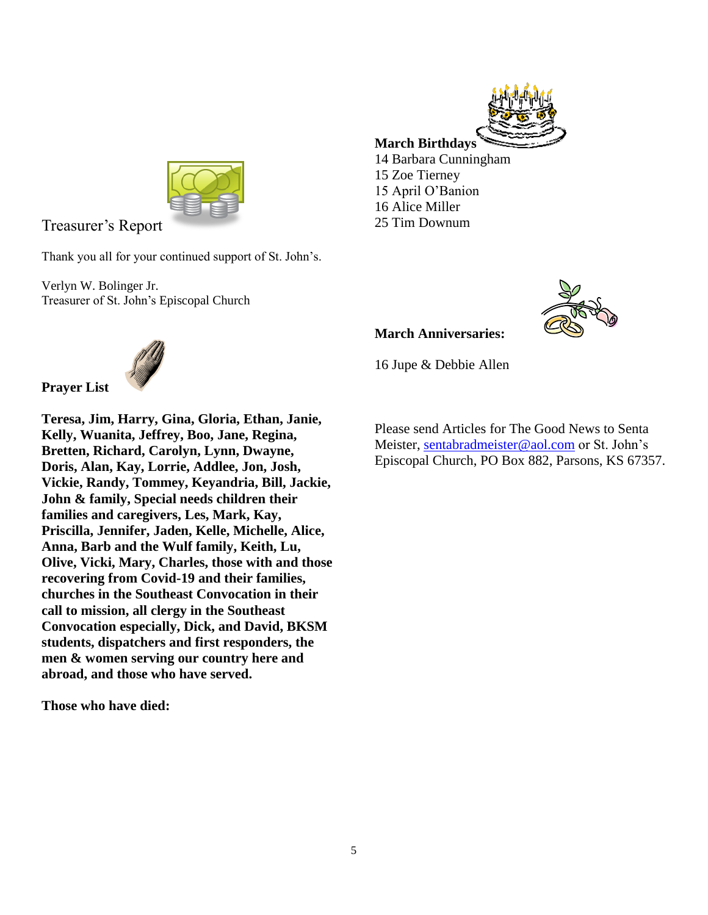## Treasurer's Report

Thank you all for your continued support of St. John's.

Verlyn W. Bolinger Jr.
Treasurer of St. John's Episcopal Church

## Prayer List

**Teresa, Jim, Harry, Gina, Gloria, Ethan, Janie, Kelly, Wuanita, Jeffrey, Boo, Jane, Regina, Bretten, Richard, Carolyn, Lynn, Dwayne, Doris, Alan, Kay, Lorrie, Addlee, Jon, Josh, Vickie, Randy, Tommey, Keyandria, Bill, Jackie, John & family, Special needs children their families and caregivers, Les, Mark, Kay, Priscilla, Jennifer, Jaden, Kelle, Michelle, Alice, Anna, Barb and the Wulf family, Keith, Lu, Olive, Vicki, Mary, Charles, those with and those recovering from Covid-19 and their families, churches in the Southeast Convocation in their call to mission, all clergy in the Southeast Convocation especially, Dick, and David, BKSM students, dispatchers and first responders, the men & women serving our country here and abroad, and those who have served.**

**Those who have died:**

## March Birthdays

14 Barbara Cunningham
15 Zoe Tierney
15 April O'Banion
16 Alice Miller
25 Tim Downum

## March Anniversaries:

16 Jupe & Debbie Allen

Please send Articles for The Good News to Senta Meister, sentabradmeister@aol.com or St. John's Episcopal Church, PO Box 882, Parsons, KS 67357.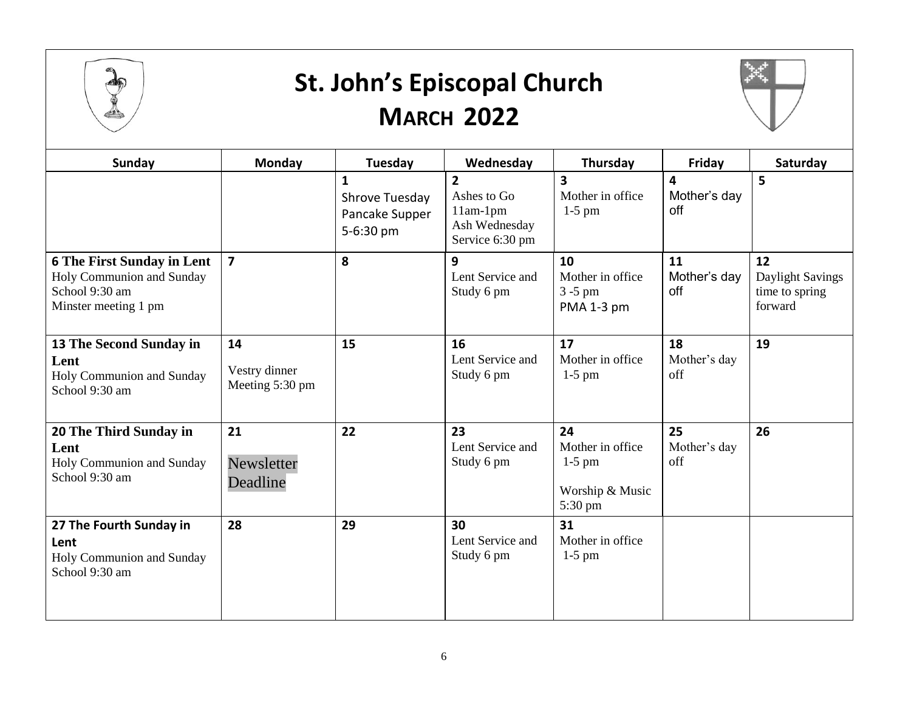# St. John's Episcopal Church

## March 2022

| Sunday | Monday | Tuesday | Wednesday | Thursday | Friday | Saturday |
|---|---|---|---|---|---|---|
| | | **1** Shrove Tuesday Pancake Supper 5-6:30 pm | **2** Ashes to Go 11am-1pm Ash Wednesday Service 6:30 pm | **3** Mother in office 1-5 pm | **4** Mother's day off | **5** |
| **6 The First Sunday in Lent** Holy Communion and Sunday School 9:30 am Minster meeting 1 pm | **7** | **8** | **9** Lent Service and Study 6 pm | **10** Mother in office 3 -5 pm PMA 1-3 pm | **11** Mother's day off | **12** Daylight Savings time to spring forward |
| **13 The Second Sunday in Lent** Holy Communion and Sunday School 9:30 am | **14** Vestry dinner Meeting 5:30 pm | **15** | **16** Lent Service and Study 6 pm | **17** Mother in office 1-5 pm | **18** Mother's day off | **19** |
| **20 The Third Sunday in Lent** Holy Communion and Sunday School 9:30 am | **21** Newsletter Deadline | **22** | **23** Lent Service and Study 6 pm | **24** Mother in office 1-5 pm Worship & Music 5:30 pm | **25** Mother's day off | **26** |
| **27 The Fourth Sunday in Lent** Holy Communion and Sunday School 9:30 am | **28** | **29** | **30** Lent Service and Study 6 pm | **31** Mother in office 1-5 pm | | |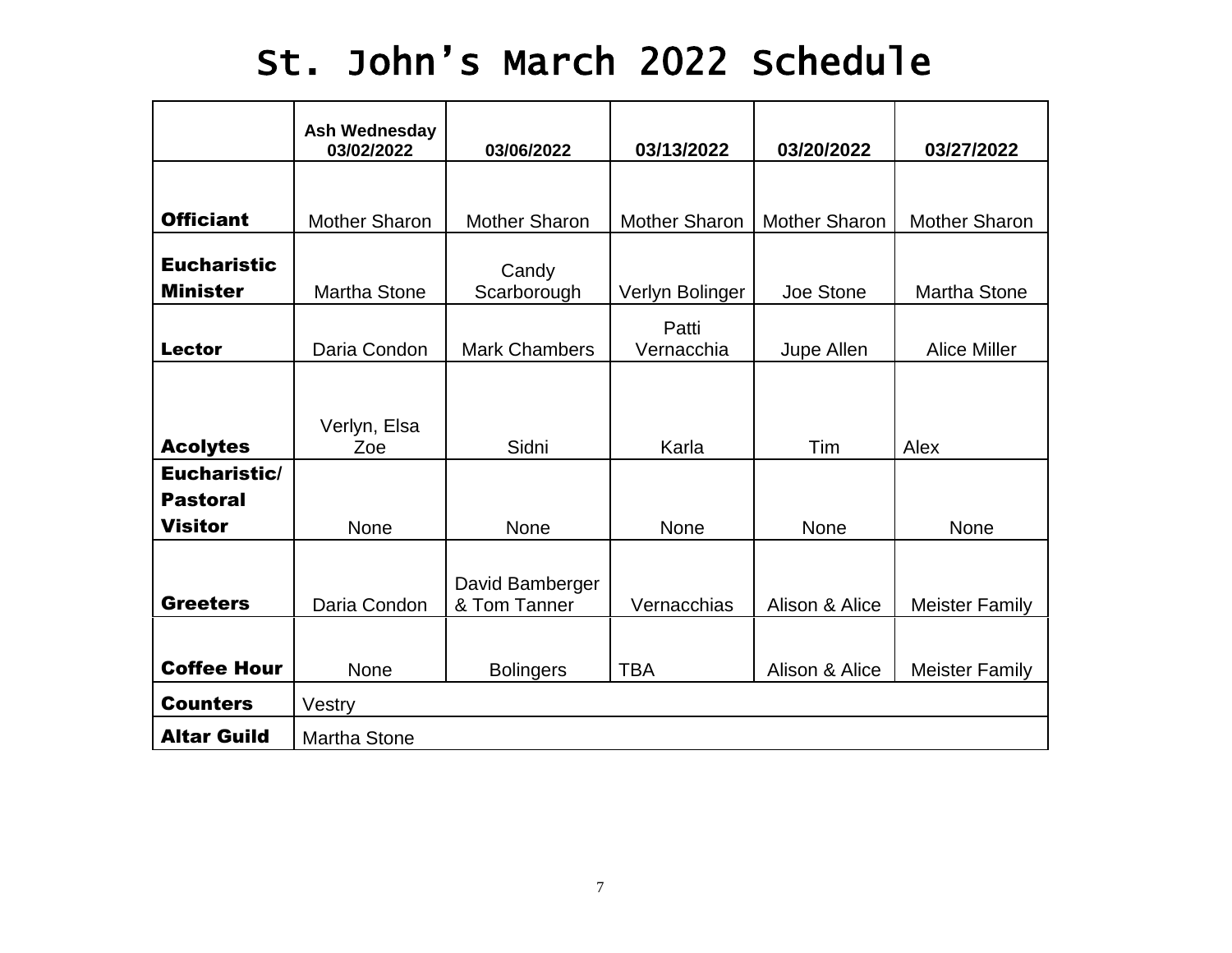# St. John's March 2022 Schedule

| | Ash Wednesday 03/02/2022 | 03/06/2022 | 03/13/2022 | 03/20/2022 | 03/27/2022 |
|---|---|---|---|---|---|
| **Officiant** | Mother Sharon | Mother Sharon | Mother Sharon | Mother Sharon | Mother Sharon |
| **Eucharistic Minister** | Martha Stone | Candy Scarborough | Verlyn Bolinger | Joe Stone | Martha Stone |
| **Lector** | Daria Condon | Mark Chambers | Patti Vernacchia | Jupe Allen | Alice Miller |
| **Acolytes** | Verlyn, Elsa Zoe | Sidni | Karla | Tim | Alex |
| **Eucharistic/ Pastoral Visitor** | None | None | None | None | None |
| **Greeters** | Daria Condon | David Bamberger & Tom Tanner | Vernacchias | Alison & Alice | Meister Family |
| **Coffee Hour** | None | Bolingers | TBA | Alison & Alice | Meister Family |
| **Counters** | Vestry | | | | |
| **Altar Guild** | Martha Stone | | | | |